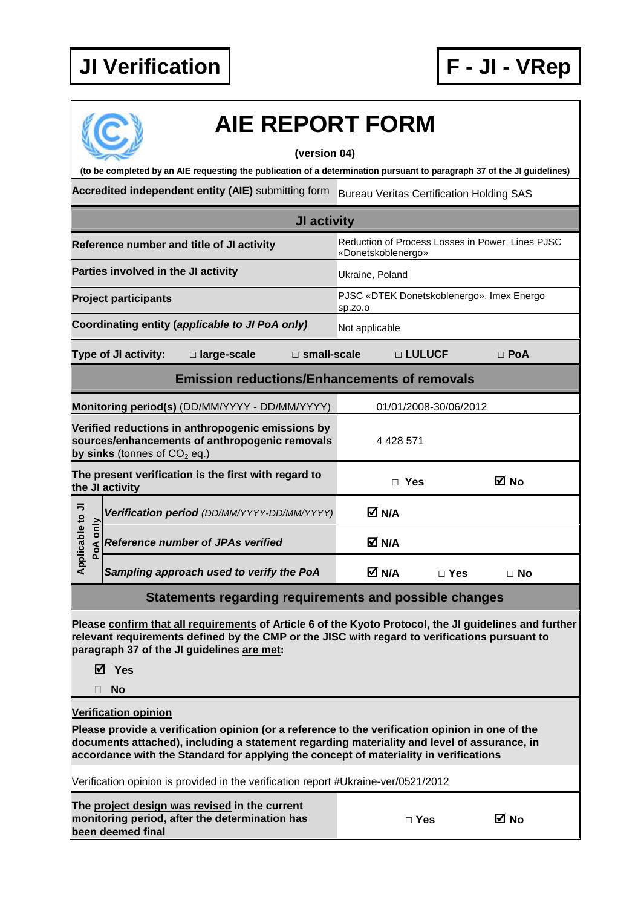**JI Verification** | **F - JI - VRep**

# AIE REPORT FORM

**(version 04)**

**(to be completed by an AIE requesting the publication of a determination pursuant to paragraph 37 of the JI guidelines)**

| | |
|---|---|
| **Accredited independent entity (AIE)** submitting form | Bureau Veritas Certification Holding SAS |
| **JI activity** | |
| **Reference number and title of JI activity** | Reduction of Process Losses in Power Lines PJSC «Donetskoblenergo» |
| **Parties involved in the JI activity** | Ukraine, Poland |
| **Project participants** | PJSC «DTEK Donetskoblenergo», Imex Energo sp.zo.o |
| **Coordinating entity (*applicable to JI PoA only*)** | Not applicable |
| **Type of JI activity:** ☐ **large-scale** ☐ **small-scale** | ☐ **LULUCF** ☐ **PoA** |
| **Emission reductions/Enhancements of removals** | |
| **Monitoring period(s)** (DD/MM/YYYY - DD/MM/YYYY) | 01/01/2008-30/06/2012 |
| **Verified reductions in anthropogenic emissions by sources/enhancements of anthropogenic removals by sinks** (tonnes of $CO_2$ eq.) | 4 428 571 |
| **The present verification is the first with regard to the JI activity** | ☐ **Yes** ☑ **No** |
| *Applicable to JI PoA only* – ***Verification period*** *(DD/MM/YYYY-DD/MM/YYYY)* | ☑ **N/A** |
| *Applicable to JI PoA only* – ***Reference number of JPAs verified*** | ☑ **N/A** |
| *Applicable to JI PoA only* – ***Sampling approach used to verify the PoA*** | ☑ **N/A** ☐ **Yes** ☐ **No** |

## Statements regarding requirements and possible changes

**Please confirm that all requirements of Article 6 of the Kyoto Protocol, the JI guidelines and further relevant requirements defined by the CMP or the JISC with regard to verifications pursuant to paragraph 37 of the JI guidelines are met:**

☑ **Yes**

☐ **No**

**Verification opinion**

**Please provide a verification opinion (or a reference to the verification opinion in one of the documents attached), including a statement regarding materiality and level of assurance, in accordance with the Standard for applying the concept of materiality in verifications**

Verification opinion is provided in the verification report #Ukraine-ver/0521/2012

| | |
|---|---|
| **The project design was revised in the current monitoring period, after the determination has been deemed final** | ☐ **Yes** ☑ **No** |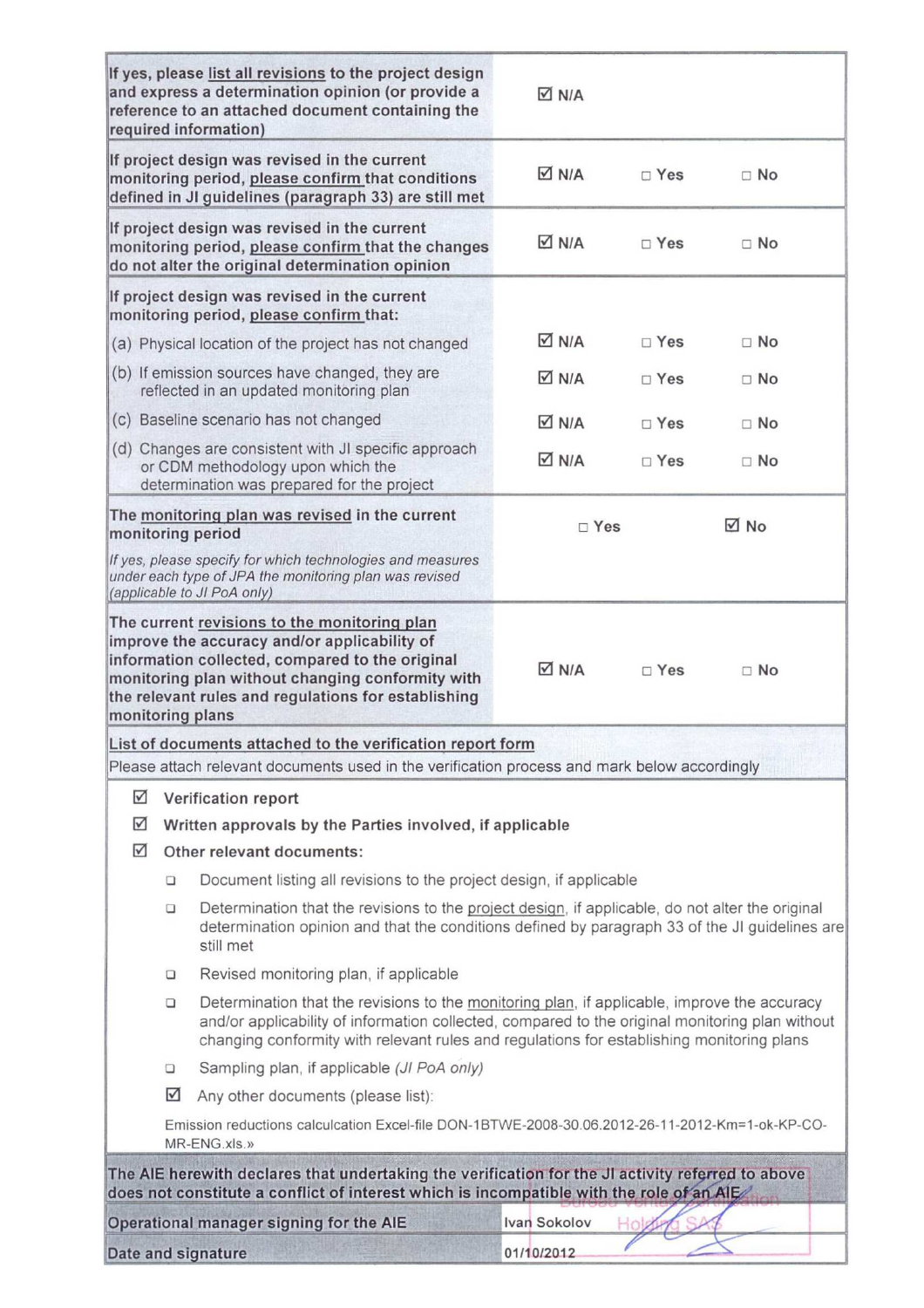| | | | |
|---|---|---|---|
| **If yes, please list all revisions to the project design and express a determination opinion (or provide a reference to an attached document containing the required information)** | ☑ N/A | | |
| **If project design was revised in the current monitoring period, please confirm that conditions defined in JI guidelines (paragraph 33) are still met** | ☑ N/A | ☐ Yes | ☐ No |
| **If project design was revised in the current monitoring period, please confirm that the changes do not alter the original determination opinion** | ☑ N/A | ☐ Yes | ☐ No |
| **If project design was revised in the current monitoring period, please confirm that:** | | | |
| (a) Physical location of the project has not changed | ☑ N/A | ☐ Yes | ☐ No |
| (b) If emission sources have changed, they are reflected in an updated monitoring plan | ☑ N/A | ☐ Yes | ☐ No |
| (c) Baseline scenario has not changed | ☑ N/A | ☐ Yes | ☐ No |
| (d) Changes are consistent with JI specific approach or CDM methodology upon which the determination was prepared for the project | ☑ N/A | ☐ Yes | ☐ No |
| **The monitoring plan was revised in the current monitoring period** *If yes, please specify for which technologies and measures under each type of JPA the monitoring plan was revised (applicable to JI PoA only)* | ☐ Yes | | ☑ No |
| **The current revisions to the monitoring plan improve the accuracy and/or applicability of information collected, compared to the original monitoring plan without changing conformity with the relevant rules and regulations for establishing monitoring plans** | ☑ N/A | ☐ Yes | ☐ No |

**List of documents attached to the verification report form**

Please attach relevant documents used in the verification process and mark below accordingly

- ☑ **Verification report**
- ☑ **Written approvals by the Parties involved, if applicable**
- ☑ **Other relevant documents:**
  - ❑ Document listing all revisions to the project design, if applicable
  - ❑ Determination that the revisions to the project design, if applicable, do not alter the original determination opinion and that the conditions defined by paragraph 33 of the JI guidelines are still met
  - ❑ Revised monitoring plan, if applicable
  - ❑ Determination that the revisions to the monitoring plan, if applicable, improve the accuracy and/or applicability of information collected, compared to the original monitoring plan without changing conformity with relevant rules and regulations for establishing monitoring plans
  - ❑ Sampling plan, if applicable *(JI PoA only)*
  - ☑ Any other documents (please list):

  Emission reductions calculcation Excel-file DON-1BTWE-2008-30.06.2012-26-11-2012-Km=1-ok-KP-CO-MR-ENG.xls.»

**The AIE herewith declares that undertaking the verification for the JI activity referred to above does not constitute a conflict of interest which is incompatible with the role of an AIE**

| | |
|---|---|
| **Operational manager signing for the AIE** | Ivan Sokolov |
| **Date and signature** | 01/10/2012 |